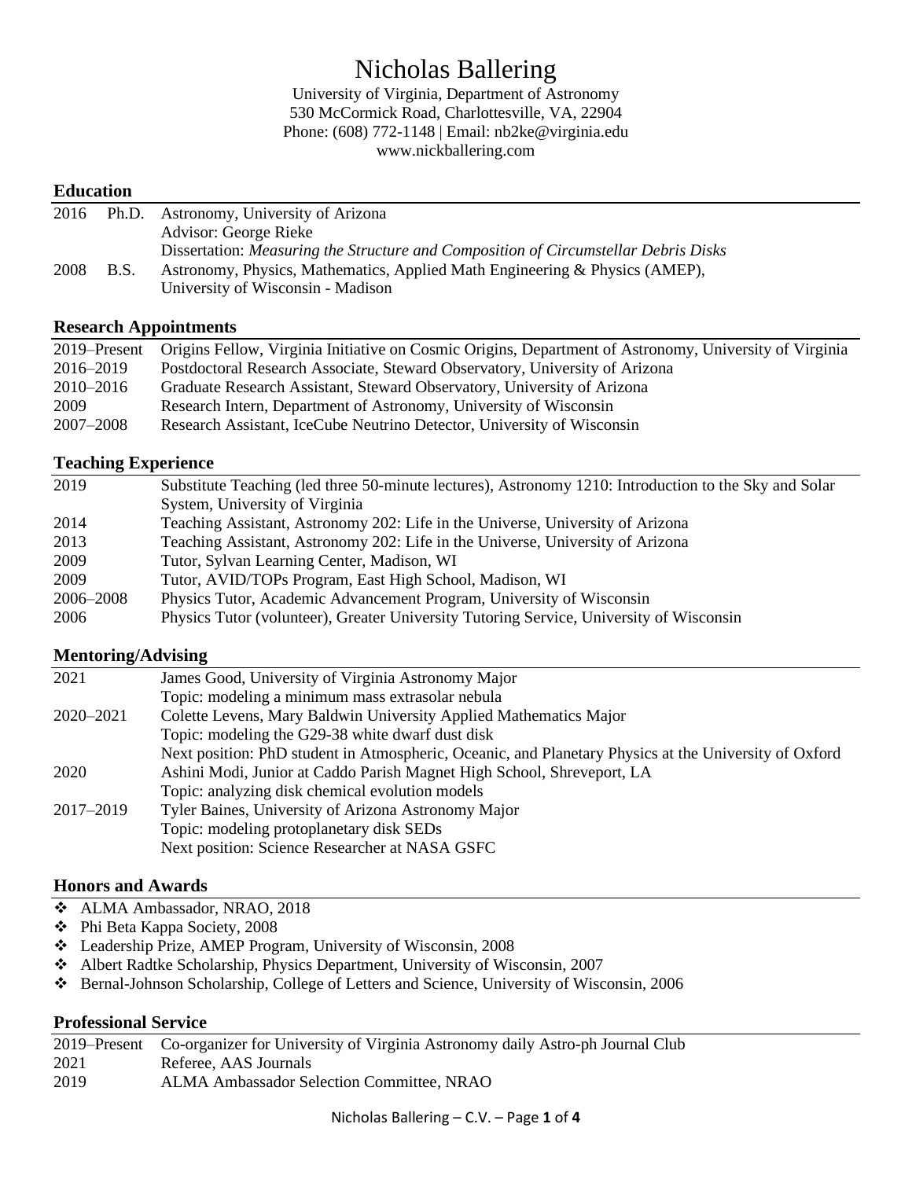# Nicholas Ballering

University of Virginia, Department of Astronomy
530 McCormick Road, Charlottesville, VA, 22904
Phone: (608) 772-1148 | Email: nb2ke@virginia.edu
www.nickballering.com

## Education

| | | |
|---|---|---|
| 2016 | Ph.D. | Astronomy, University of Arizona<br>Advisor: George Rieke<br>Dissertation: *Measuring the Structure and Composition of Circumstellar Debris Disks* |
| 2008 | B.S. | Astronomy, Physics, Mathematics, Applied Math Engineering & Physics (AMEP), University of Wisconsin - Madison |

## Research Appointments

| | |
|---|---|
| 2019–Present | Origins Fellow, Virginia Initiative on Cosmic Origins, Department of Astronomy, University of Virginia |
| 2016–2019 | Postdoctoral Research Associate, Steward Observatory, University of Arizona |
| 2010–2016 | Graduate Research Assistant, Steward Observatory, University of Arizona |
| 2009 | Research Intern, Department of Astronomy, University of Wisconsin |
| 2007–2008 | Research Assistant, IceCube Neutrino Detector, University of Wisconsin |

## Teaching Experience

| | |
|---|---|
| 2019 | Substitute Teaching (led three 50-minute lectures), Astronomy 1210: Introduction to the Sky and Solar System, University of Virginia |
| 2014 | Teaching Assistant, Astronomy 202: Life in the Universe, University of Arizona |
| 2013 | Teaching Assistant, Astronomy 202: Life in the Universe, University of Arizona |
| 2009 | Tutor, Sylvan Learning Center, Madison, WI |
| 2009 | Tutor, AVID/TOPs Program, East High School, Madison, WI |
| 2006–2008 | Physics Tutor, Academic Advancement Program, University of Wisconsin |
| 2006 | Physics Tutor (volunteer), Greater University Tutoring Service, University of Wisconsin |

## Mentoring/Advising

| | |
|---|---|
| 2021 | James Good, University of Virginia Astronomy Major<br>Topic: modeling a minimum mass extrasolar nebula |
| 2020–2021 | Colette Levens, Mary Baldwin University Applied Mathematics Major<br>Topic: modeling the G29-38 white dwarf dust disk<br>Next position: PhD student in Atmospheric, Oceanic, and Planetary Physics at the University of Oxford |
| 2020 | Ashini Modi, Junior at Caddo Parish Magnet High School, Shreveport, LA<br>Topic: analyzing disk chemical evolution models |
| 2017–2019 | Tyler Baines, University of Arizona Astronomy Major<br>Topic: modeling protoplanetary disk SEDs<br>Next position: Science Researcher at NASA GSFC |

## Honors and Awards

- ALMA Ambassador, NRAO, 2018
- Phi Beta Kappa Society, 2008
- Leadership Prize, AMEP Program, University of Wisconsin, 2008
- Albert Radtke Scholarship, Physics Department, University of Wisconsin, 2007
- Bernal-Johnson Scholarship, College of Letters and Science, University of Wisconsin, 2006

## Professional Service

| | |
|---|---|
| 2019–Present | Co-organizer for University of Virginia Astronomy daily Astro-ph Journal Club |
| 2021 | Referee, AAS Journals |
| 2019 | ALMA Ambassador Selection Committee, NRAO |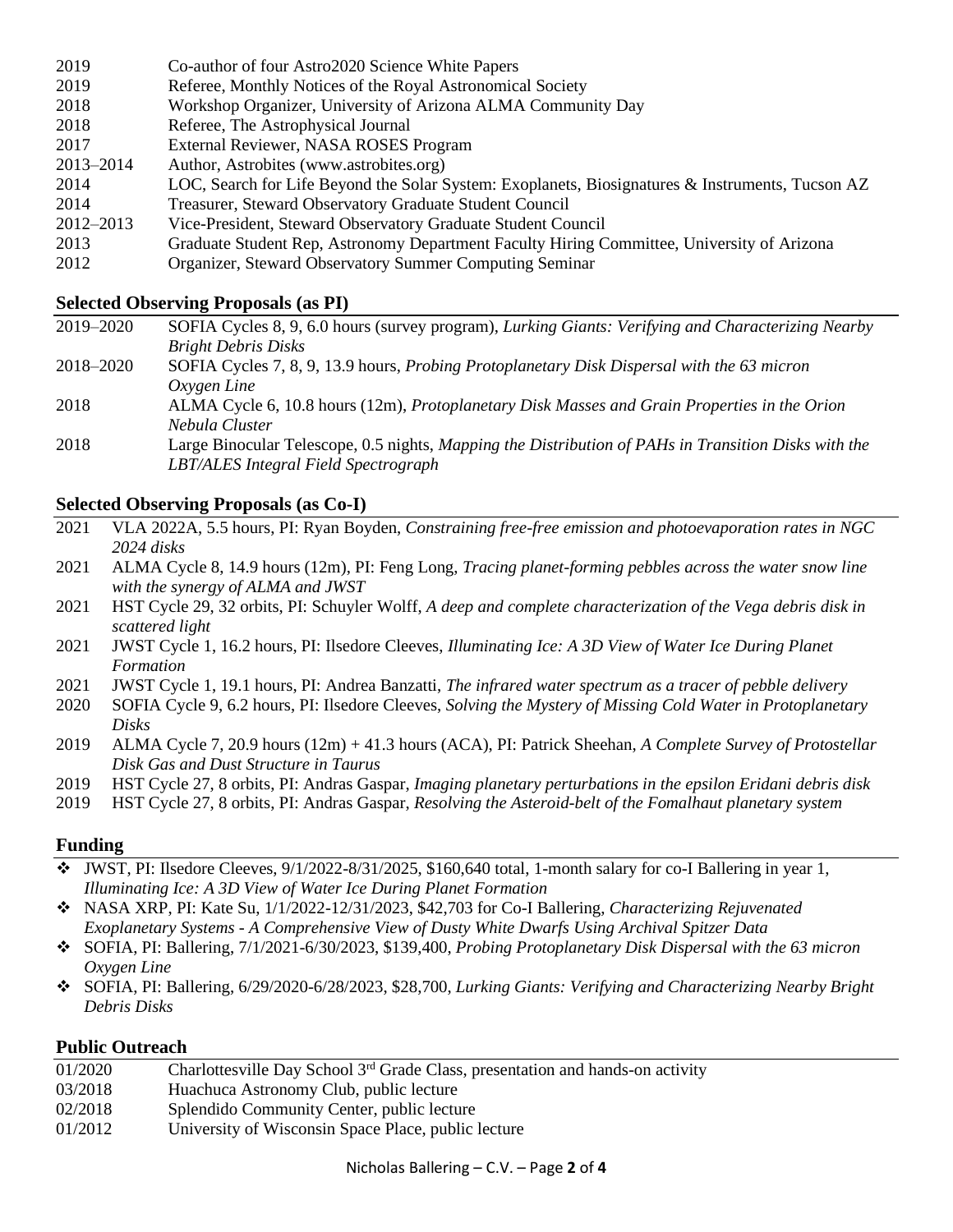| | |
|---|---|
| 2019 | Co-author of four Astro2020 Science White Papers |
| 2019 | Referee, Monthly Notices of the Royal Astronomical Society |
| 2018 | Workshop Organizer, University of Arizona ALMA Community Day |
| 2018 | Referee, The Astrophysical Journal |
| 2017 | External Reviewer, NASA ROSES Program |
| 2013–2014 | Author, Astrobites (www.astrobites.org) |
| 2014 | LOC, Search for Life Beyond the Solar System: Exoplanets, Biosignatures & Instruments, Tucson AZ |
| 2014 | Treasurer, Steward Observatory Graduate Student Council |
| 2012–2013 | Vice-President, Steward Observatory Graduate Student Council |
| 2013 | Graduate Student Rep, Astronomy Department Faculty Hiring Committee, University of Arizona |
| 2012 | Organizer, Steward Observatory Summer Computing Seminar |

## Selected Observing Proposals (as PI)

| | |
|---|---|
| 2019–2020 | SOFIA Cycles 8, 9, 6.0 hours (survey program), *Lurking Giants: Verifying and Characterizing Nearby Bright Debris Disks* |
| 2018–2020 | SOFIA Cycles 7, 8, 9, 13.9 hours, *Probing Protoplanetary Disk Dispersal with the 63 micron Oxygen Line* |
| 2018 | ALMA Cycle 6, 10.8 hours (12m), *Protoplanetary Disk Masses and Grain Properties in the Orion Nebula Cluster* |
| 2018 | Large Binocular Telescope, 0.5 nights, *Mapping the Distribution of PAHs in Transition Disks with the LBT/ALES Integral Field Spectrograph* |

## Selected Observing Proposals (as Co-I)

| | |
|---|---|
| 2021 | VLA 2022A, 5.5 hours, PI: Ryan Boyden, *Constraining free-free emission and photoevaporation rates in NGC 2024 disks* |
| 2021 | ALMA Cycle 8, 14.9 hours (12m), PI: Feng Long, *Tracing planet-forming pebbles across the water snow line with the synergy of ALMA and JWST* |
| 2021 | HST Cycle 29, 32 orbits, PI: Schuyler Wolff, *A deep and complete characterization of the Vega debris disk in scattered light* |
| 2021 | JWST Cycle 1, 16.2 hours, PI: Ilsedore Cleeves, *Illuminating Ice: A 3D View of Water Ice During Planet Formation* |
| 2021 | JWST Cycle 1, 19.1 hours, PI: Andrea Banzatti, *The infrared water spectrum as a tracer of pebble delivery* |
| 2020 | SOFIA Cycle 9, 6.2 hours, PI: Ilsedore Cleeves, *Solving the Mystery of Missing Cold Water in Protoplanetary Disks* |
| 2019 | ALMA Cycle 7, 20.9 hours (12m) + 41.3 hours (ACA), PI: Patrick Sheehan, *A Complete Survey of Protostellar Disk Gas and Dust Structure in Taurus* |
| 2019 | HST Cycle 27, 8 orbits, PI: Andras Gaspar, *Imaging planetary perturbations in the epsilon Eridani debris disk* |
| 2019 | HST Cycle 27, 8 orbits, PI: Andras Gaspar, *Resolving the Asteroid-belt of the Fomalhaut planetary system* |

## Funding

- JWST, PI: Ilsedore Cleeves, 9/1/2022-8/31/2025, $160,640 total, 1-month salary for co-I Ballering in year 1, *Illuminating Ice: A 3D View of Water Ice During Planet Formation*
- NASA XRP, PI: Kate Su, 1/1/2022-12/31/2023, $42,703 for Co-I Ballering, *Characterizing Rejuvenated Exoplanetary Systems - A Comprehensive View of Dusty White Dwarfs Using Archival Spitzer Data*
- SOFIA, PI: Ballering, 7/1/2021-6/30/2023, $139,400, *Probing Protoplanetary Disk Dispersal with the 63 micron Oxygen Line*
- SOFIA, PI: Ballering, 6/29/2020-6/28/2023, $28,700, *Lurking Giants: Verifying and Characterizing Nearby Bright Debris Disks*

## Public Outreach

| | |
|---|---|
| 01/2020 | Charlottesville Day School 3rd Grade Class, presentation and hands-on activity |
| 03/2018 | Huachuca Astronomy Club, public lecture |
| 02/2018 | Splendido Community Center, public lecture |
| 01/2012 | University of Wisconsin Space Place, public lecture |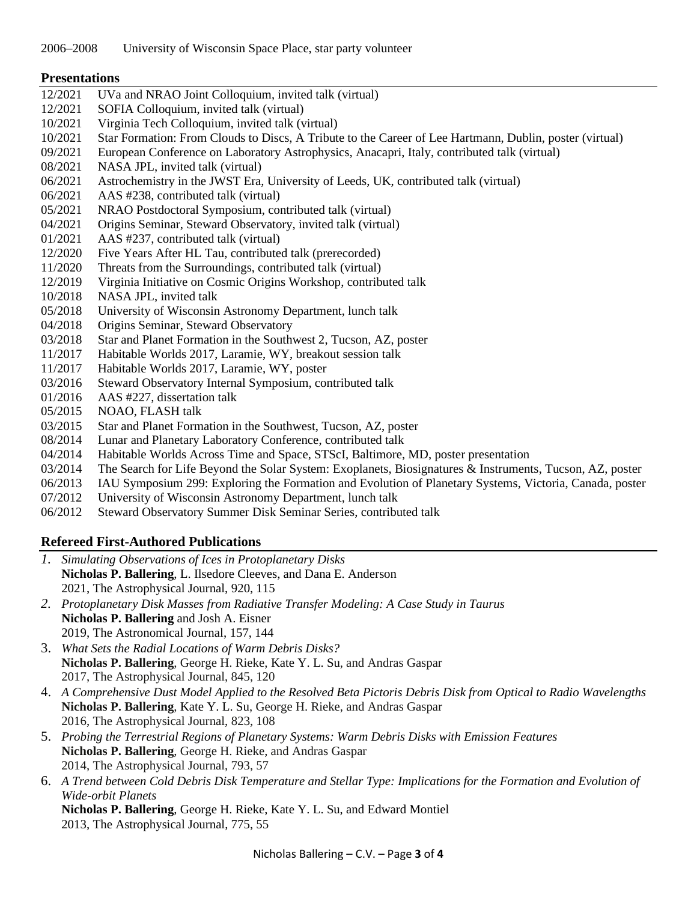2006–2008 University of Wisconsin Space Place, star party volunteer

## Presentations

12/2021 UVa and NRAO Joint Colloquium, invited talk (virtual)
12/2021 SOFIA Colloquium, invited talk (virtual)
10/2021 Virginia Tech Colloquium, invited talk (virtual)
10/2021 Star Formation: From Clouds to Discs, A Tribute to the Career of Lee Hartmann, Dublin, poster (virtual)
09/2021 European Conference on Laboratory Astrophysics, Anacapri, Italy, contributed talk (virtual)
08/2021 NASA JPL, invited talk (virtual)
06/2021 Astrochemistry in the JWST Era, University of Leeds, UK, contributed talk (virtual)
06/2021 AAS #238, contributed talk (virtual)
05/2021 NRAO Postdoctoral Symposium, contributed talk (virtual)
04/2021 Origins Seminar, Steward Observatory, invited talk (virtual)
01/2021 AAS #237, contributed talk (virtual)
12/2020 Five Years After HL Tau, contributed talk (prerecorded)
11/2020 Threats from the Surroundings, contributed talk (virtual)
12/2019 Virginia Initiative on Cosmic Origins Workshop, contributed talk
10/2018 NASA JPL, invited talk
05/2018 University of Wisconsin Astronomy Department, lunch talk
04/2018 Origins Seminar, Steward Observatory
03/2018 Star and Planet Formation in the Southwest 2, Tucson, AZ, poster
11/2017 Habitable Worlds 2017, Laramie, WY, breakout session talk
11/2017 Habitable Worlds 2017, Laramie, WY, poster
03/2016 Steward Observatory Internal Symposium, contributed talk
01/2016 AAS #227, dissertation talk
05/2015 NOAO, FLASH talk
03/2015 Star and Planet Formation in the Southwest, Tucson, AZ, poster
08/2014 Lunar and Planetary Laboratory Conference, contributed talk
04/2014 Habitable Worlds Across Time and Space, STScI, Baltimore, MD, poster presentation
03/2014 The Search for Life Beyond the Solar System: Exoplanets, Biosignatures & Instruments, Tucson, AZ, poster
06/2013 IAU Symposium 299: Exploring the Formation and Evolution of Planetary Systems, Victoria, Canada, poster
07/2012 University of Wisconsin Astronomy Department, lunch talk
06/2012 Steward Observatory Summer Disk Seminar Series, contributed talk

## Refereed First-Authored Publications

1. *Simulating Observations of Ices in Protoplanetary Disks*
   **Nicholas P. Ballering**, L. Ilsedore Cleeves, and Dana E. Anderson
   2021, The Astrophysical Journal, 920, 115
2. *Protoplanetary Disk Masses from Radiative Transfer Modeling: A Case Study in Taurus*
   **Nicholas P. Ballering** and Josh A. Eisner
   2019, The Astronomical Journal, 157, 144
3. *What Sets the Radial Locations of Warm Debris Disks?*
   **Nicholas P. Ballering**, George H. Rieke, Kate Y. L. Su, and Andras Gaspar
   2017, The Astrophysical Journal, 845, 120
4. *A Comprehensive Dust Model Applied to the Resolved Beta Pictoris Debris Disk from Optical to Radio Wavelengths*
   **Nicholas P. Ballering**, Kate Y. L. Su, George H. Rieke, and Andras Gaspar
   2016, The Astrophysical Journal, 823, 108
5. *Probing the Terrestrial Regions of Planetary Systems: Warm Debris Disks with Emission Features*
   **Nicholas P. Ballering**, George H. Rieke, and Andras Gaspar
   2014, The Astrophysical Journal, 793, 57
6. *A Trend between Cold Debris Disk Temperature and Stellar Type: Implications for the Formation and Evolution of Wide-orbit Planets*
   **Nicholas P. Ballering**, George H. Rieke, Kate Y. L. Su, and Edward Montiel
   2013, The Astrophysical Journal, 775, 55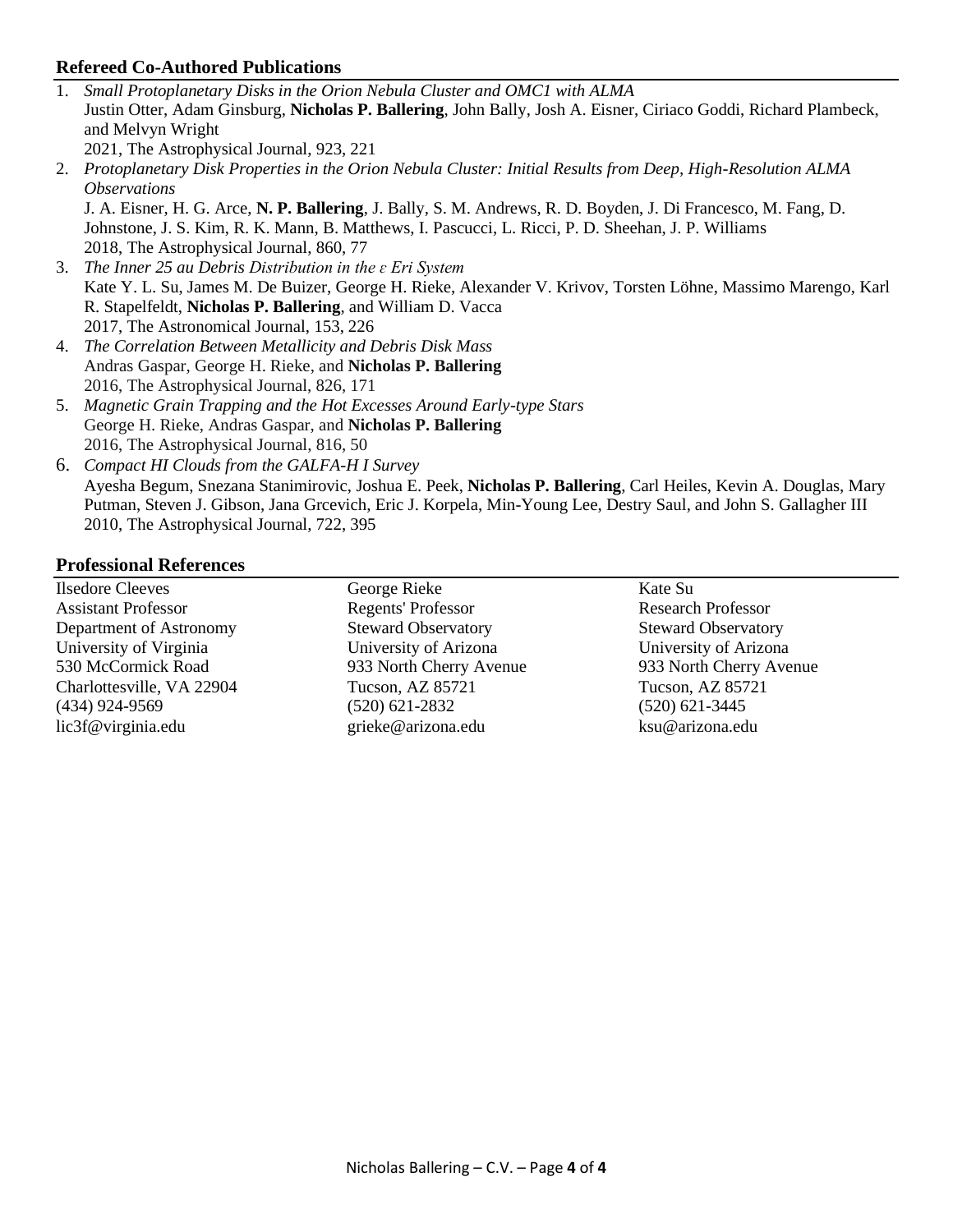## Refereed Co-Authored Publications

1. *Small Protoplanetary Disks in the Orion Nebula Cluster and OMC1 with ALMA*
   Justin Otter, Adam Ginsburg, **Nicholas P. Ballering**, John Bally, Josh A. Eisner, Ciriaco Goddi, Richard Plambeck, and Melvyn Wright
   2021, The Astrophysical Journal, 923, 221
2. *Protoplanetary Disk Properties in the Orion Nebula Cluster: Initial Results from Deep, High-Resolution ALMA Observations*
   J. A. Eisner, H. G. Arce, **N. P. Ballering**, J. Bally, S. M. Andrews, R. D. Boyden, J. Di Francesco, M. Fang, D. Johnstone, J. S. Kim, R. K. Mann, B. Matthews, I. Pascucci, L. Ricci, P. D. Sheehan, J. P. Williams
   2018, The Astrophysical Journal, 860, 77
3. *The Inner 25 au Debris Distribution in the ε Eri System*
   Kate Y. L. Su, James M. De Buizer, George H. Rieke, Alexander V. Krivov, Torsten Löhne, Massimo Marengo, Karl R. Stapelfeldt, **Nicholas P. Ballering**, and William D. Vacca
   2017, The Astronomical Journal, 153, 226
4. *The Correlation Between Metallicity and Debris Disk Mass*
   Andras Gaspar, George H. Rieke, and **Nicholas P. Ballering**
   2016, The Astrophysical Journal, 826, 171
5. *Magnetic Grain Trapping and the Hot Excesses Around Early-type Stars*
   George H. Rieke, Andras Gaspar, and **Nicholas P. Ballering**
   2016, The Astrophysical Journal, 816, 50
6. *Compact HI Clouds from the GALFA-H I Survey*
   Ayesha Begum, Snezana Stanimirovic, Joshua E. Peek, **Nicholas P. Ballering**, Carl Heiles, Kevin A. Douglas, Mary Putman, Steven J. Gibson, Jana Grcevich, Eric J. Korpela, Min-Young Lee, Destry Saul, and John S. Gallagher III
   2010, The Astrophysical Journal, 722, 395

## Professional References

Ilsedore Cleeves
Assistant Professor
Department of Astronomy
University of Virginia
530 McCormick Road
Charlottesville, VA 22904
(434) 924-9569
lic3f@virginia.edu

George Rieke
Regents' Professor
Steward Observatory
University of Arizona
933 North Cherry Avenue
Tucson, AZ 85721
(520) 621-2832
grieke@arizona.edu

Kate Su
Research Professor
Steward Observatory
University of Arizona
933 North Cherry Avenue
Tucson, AZ 85721
(520) 621-3445
ksu@arizona.edu